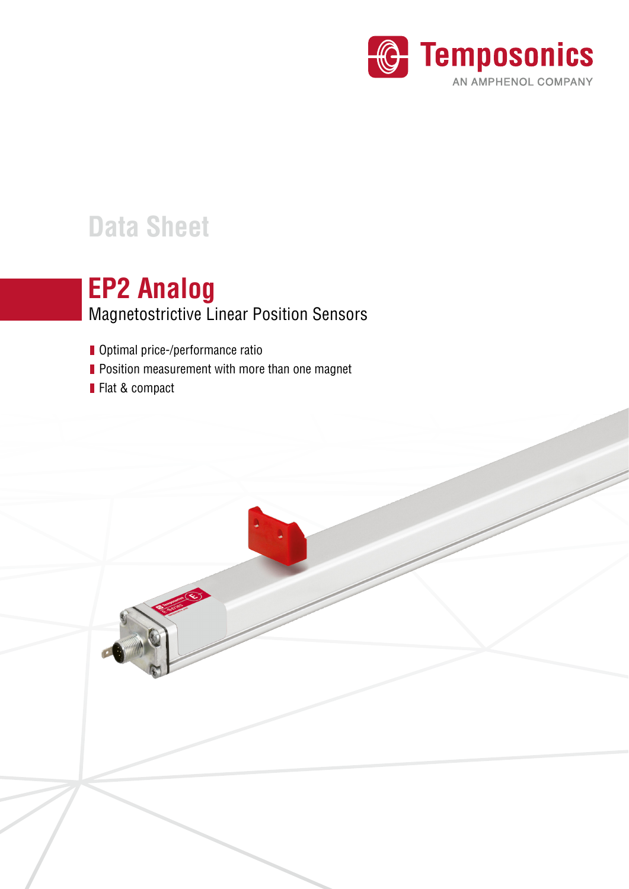Temposonics
AN AMPHENOL COMPANY

Data Sheet

# EP2 Analog

## Magnetostrictive Linear Position Sensors

- Optimal price-/performance ratio
- Position measurement with more than one magnet
- Flat & compact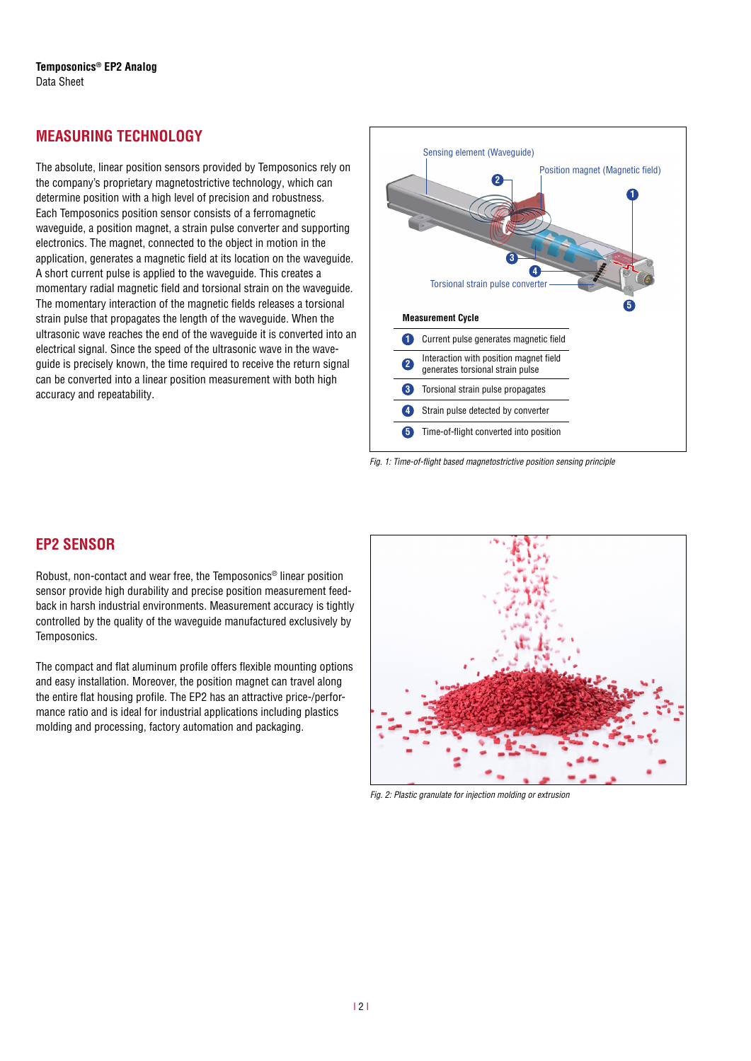## MEASURING TECHNOLOGY

The absolute, linear position sensors provided by Temposonics rely on the company's proprietary magnetostrictive technology, which can determine position with a high level of precision and robustness. Each Temposonics position sensor consists of a ferromagnetic waveguide, a position magnet, a strain pulse converter and supporting electronics. The magnet, connected to the object in motion in the application, generates a magnetic field at its location on the waveguide. A short current pulse is applied to the waveguide. This creates a momentary radial magnetic field and torsional strain on the waveguide. The momentary interaction of the magnetic fields releases a torsional strain pulse that propagates the length of the waveguide. When the ultrasonic wave reaches the end of the waveguide it is converted into an electrical signal. Since the speed of the ultrasonic wave in the waveguide is precisely known, the time required to receive the return signal can be converted into a linear position measurement with both high accuracy and repeatability.

Sensing element (Waveguide)

Position magnet (Magnetic field)

Torsional strain pulse converter

**Measurement Cycle**

1. Current pulse generates magnetic field
2. Interaction with position magnet field generates torsional strain pulse
3. Torsional strain pulse propagates
4. Strain pulse detected by converter
5. Time-of-flight converted into position

*Fig. 1: Time-of-flight based magnetostrictive position sensing principle*

## EP2 SENSOR

Robust, non-contact and wear free, the Temposonics® linear position sensor provide high durability and precise position measurement feedback in harsh industrial environments. Measurement accuracy is tightly controlled by the quality of the waveguide manufactured exclusively by Temposonics.

The compact and flat aluminum profile offers flexible mounting options and easy installation. Moreover, the position magnet can travel along the entire flat housing profile. The EP2 has an attractive price-/performance ratio and is ideal for industrial applications including plastics molding and processing, factory automation and packaging.

*Fig. 2: Plastic granulate for injection molding or extrusion*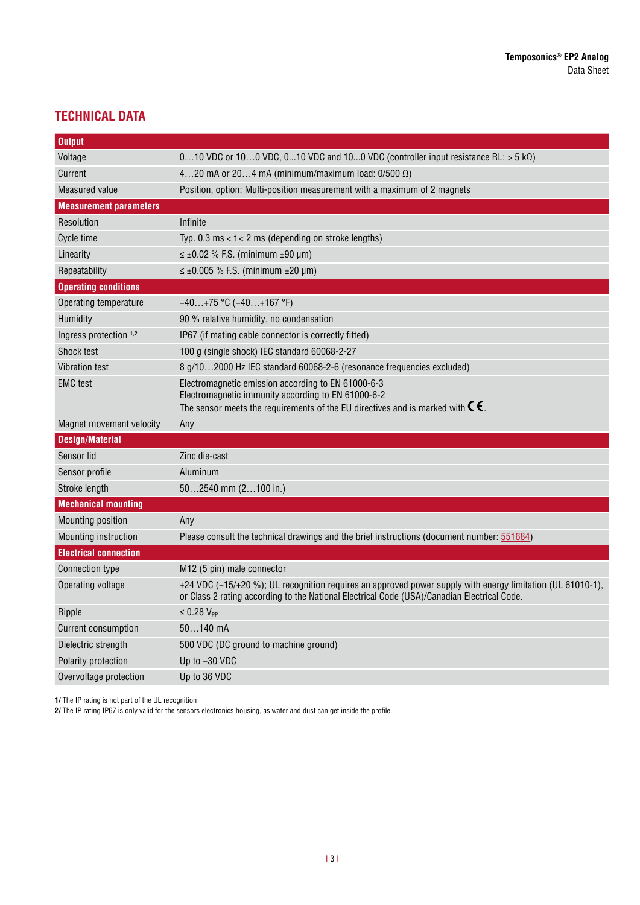## TECHNICAL DATA

| **Output** | |
|---|---|
| Voltage | 0…10 VDC or 10…0 VDC, 0...10 VDC and 10...0 VDC (controller input resistance RL: > 5 kΩ) |
| Current | 4…20 mA or 20…4 mA (minimum/maximum load: 0/500 Ω) |
| Measured value | Position, option: Multi-position measurement with a maximum of 2 magnets |
| **Measurement parameters** | |
| Resolution | Infinite |
| Cycle time | Typ. 0.3 ms < t < 2 ms (depending on stroke lengths) |
| Linearity | ≤ ±0.02 % F.S. (minimum ±90 µm) |
| Repeatability | ≤ ±0.005 % F.S. (minimum ±20 µm) |
| **Operating conditions** | |
| Operating temperature | −40…+75 °C (−40…+167 °F) |
| Humidity | 90 % relative humidity, no condensation |
| Ingress protection [1,2] | IP67 (if mating cable connector is correctly fitted) |
| Shock test | 100 g (single shock) IEC standard 60068-2-27 |
| Vibration test | 8 g/10…2000 Hz IEC standard 60068-2-6 (resonance frequencies excluded) |
| EMC test | Electromagnetic emission according to EN 61000-6-3<br>Electromagnetic immunity according to EN 61000-6-2<br>The sensor meets the requirements of the EU directives and is marked with CE. |
| Magnet movement velocity | Any |
| **Design/Material** | |
| Sensor lid | Zinc die-cast |
| Sensor profile | Aluminum |
| Stroke length | 50…2540 mm (2…100 in.) |
| **Mechanical mounting** | |
| Mounting position | Any |
| Mounting instruction | Please consult the technical drawings and the brief instructions (document number: 551684) |
| **Electrical connection** | |
| Connection type | M12 (5 pin) male connector |
| Operating voltage | +24 VDC (−15/+20 %); UL recognition requires an approved power supply with energy limitation (UL 61010-1), or Class 2 rating according to the National Electrical Code (USA)/Canadian Electrical Code. |
| Ripple | ≤ 0.28 $V_{PP}$ |
| Current consumption | 50…140 mA |
| Dielectric strength | 500 VDC (DC ground to machine ground) |
| Polarity protection | Up to −30 VDC |
| Overvoltage protection | Up to 36 VDC |

**1/** The IP rating is not part of the UL recognition
**2/** The IP rating IP67 is only valid for the sensors electronics housing, as water and dust can get inside the profile.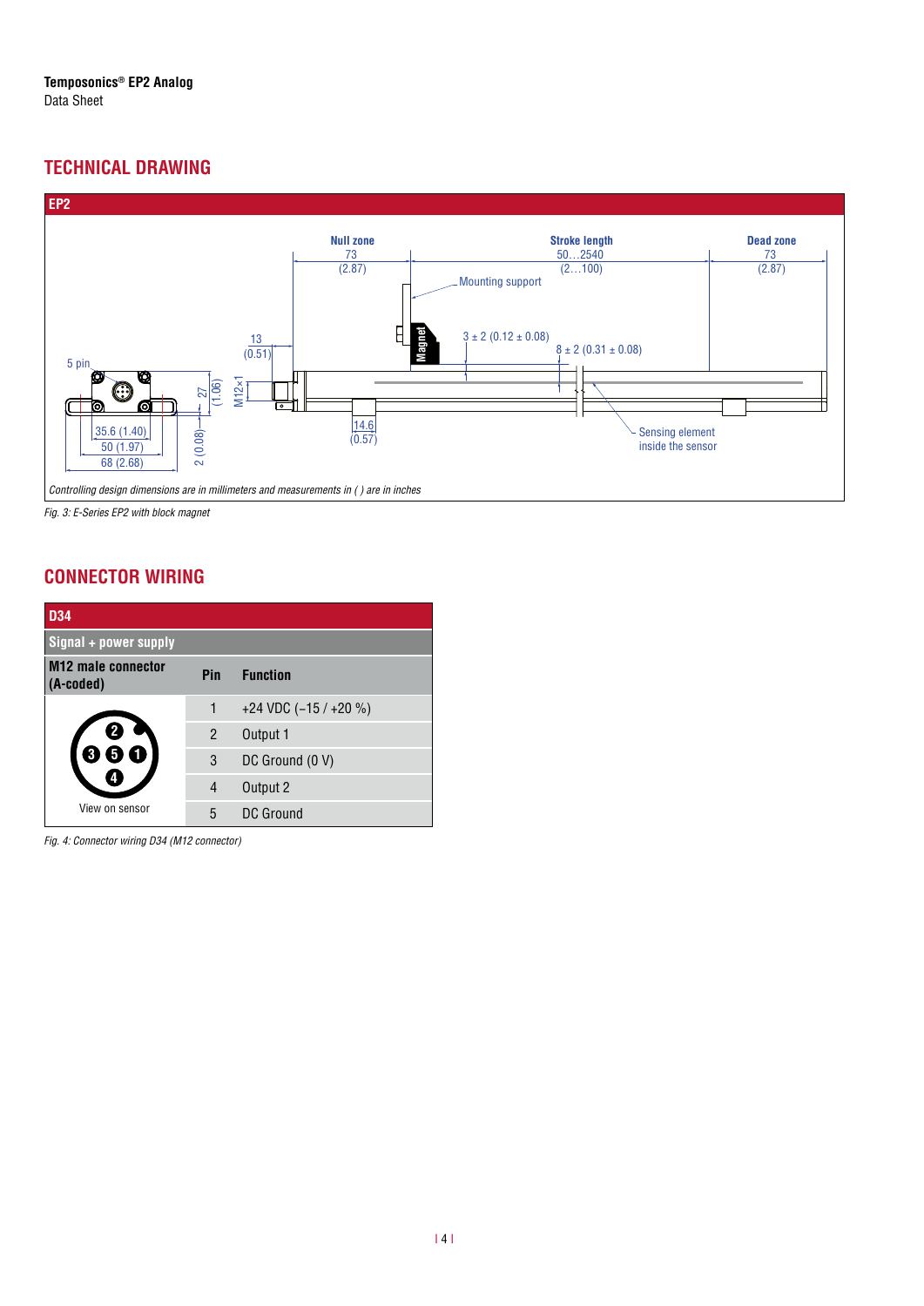## TECHNICAL DRAWING

**EP2**

Null zone 73 (2.87) | Stroke length 50…2540 (2…100) | Dead zone 73 (2.87)

Mounting support

Magnet

3 ± 2 (0.12 ± 0.08)

8 ± 2 (0.31 ± 0.08)

13 (0.51)

5 pin

27 (1.06)

M12×1

2 (0.08)

35.6 (1.40)

50 (1.97)

68 (2.68)

14.6 (0.57)

Sensing element inside the sensor

*Controlling design dimensions are in millimeters and measurements in ( ) are in inches*

*Fig. 3: E-Series EP2 with block magnet*

## CONNECTOR WIRING

| D34 | | |
|---|---|---|
| **Signal + power supply** | | |
| **M12 male connector (A-coded)** | **Pin** | **Function** |
| View on sensor | 1 | +24 VDC (−15 / +20 %) |
| | 2 | Output 1 |
| | 3 | DC Ground (0 V) |
| | 4 | Output 2 |
| | 5 | DC Ground |

*Fig. 4: Connector wiring D34 (M12 connector)*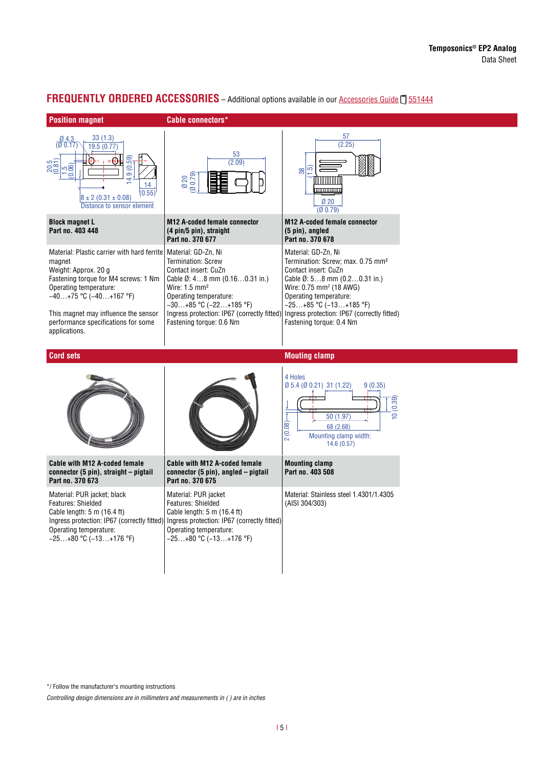## FREQUENTLY ORDERED ACCESSORIES – Additional options available in our Accessories Guide 551444

### Position magnet

**Block magnet L**
**Part no. 403 448**

Material: Plastic carrier with hard ferrite magnet
Weight: Approx. 20 g
Fastening torque for M4 screws: 1 Nm
Operating temperature:
−40…+75 °C (−40…+167 °F)

This magnet may influence the sensor performance specifications for some applications.

### Cable connectors*

**M12 A-coded female connector (4 pin/5 pin), straight**
**Part no. 370 677**

Material: GD-Zn, Ni
Termination: Screw
Contact insert: CuZn
Cable Ø: 4…8 mm (0.16…0.31 in.)
Wire: 1.5 mm²
Operating temperature:
−30…+85 °C (−22…+185 °F)
Ingress protection: IP67 (correctly fitted)
Fastening torque: 0.6 Nm

**M12 A-coded female connector (5 pin), angled**
**Part no. 370 678**

Material: GD-Zn, Ni
Termination: Screw; max. 0.75 mm²
Contact insert: CuZn
Cable Ø: 5…8 mm (0.2…0.31 in.)
Wire: 0.75 mm² (18 AWG)
Operating temperature:
−25…+85 °C (−13…+185 °F)
Ingress protection: IP67 (correctly fitted)
Fastening torque: 0.4 Nm

### Cord sets

**Cable with M12 A-coded female connector (5 pin), straight – pigtail**
**Part no. 370 673**

Material: PUR jacket; black
Features: Shielded
Cable length: 5 m (16.4 ft)
Ingress protection: IP67 (correctly fitted)
Operating temperature:
−25…+80 °C (−13…+176 °F)

**Cable with M12 A-coded female connector (5 pin), angled – pigtail**
**Part no. 370 675**

Material: PUR jacket
Features: Shielded
Cable length: 5 m (16.4 ft)
Ingress protection: IP67 (correctly fitted)
Operating temperature:
−25…+80 °C (−13…+176 °F)

### Mouting clamp

**Mounting clamp**
**Part no. 403 508**

Material: Stainless steel 1.4301/1.4305 (AISI 304/303)

*/ Follow the manufacturer's mounting instructions

*Controlling design dimensions are in millimeters and measurements in ( ) are in inches*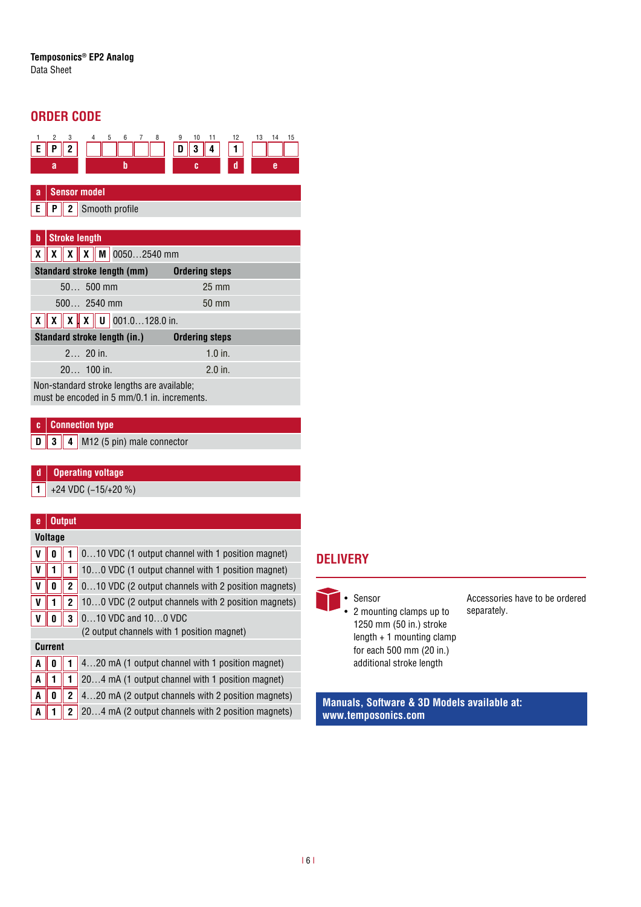## ORDER CODE

| 1 | 2 | 3 | 4 | 5 | 6 | 7 | 8 | 9 | 10 | 11 | 12 | 13 | 14 | 15 |
|---|---|---|---|---|---|---|---|---|---|---|---|---|---|---|
| E | P | 2 | | | | | | D | 3 | 4 | 1 | | | |
| a | | | b | | | | | c | | | d | e | | |

| a | Sensor model |
|---|---|
| E P 2 | Smooth profile |

| b | Stroke length | |
|---|---|---|
| X X X X M | 0050…2540 mm | |
| | **Standard stroke length (mm)** | **Ordering steps** |
| | 50… 500 mm | 25 mm |
| | 500… 2540 mm | 50 mm |
| X X X. X U | 001.0…128.0 in. | |
| | **Standard stroke length (in.)** | **Ordering steps** |
| | 2… 20 in. | 1.0 in. |
| | 20… 100 in. | 2.0 in. |

Non-standard stroke lengths are available; must be encoded in 5 mm/0.1 in. increments.

| c | Connection type |
|---|---|
| D 3 4 | M12 (5 pin) male connector |

| d | Operating voltage |
|---|---|
| 1 | +24 VDC (−15/+20 %) |

| e | Output |
|---|---|
| **Voltage** | |
| V 0 1 | 0…10 VDC (1 output channel with 1 position magnet) |
| V 1 1 | 10…0 VDC (1 output channel with 1 position magnet) |
| V 0 2 | 0…10 VDC (2 output channels with 2 position magnets) |
| V 1 2 | 10…0 VDC (2 output channels with 2 position magnets) |
| V 0 3 | 0…10 VDC and 10…0 VDC (2 output channels with 1 position magnet) |
| **Current** | |
| A 0 1 | 4…20 mA (1 output channel with 1 position magnet) |
| A 1 1 | 20…4 mA (1 output channel with 1 position magnet) |
| A 0 2 | 4…20 mA (2 output channels with 2 position magnets) |
| A 1 2 | 20…4 mA (2 output channels with 2 position magnets) |

## DELIVERY

- Sensor
- 2 mounting clamps up to 1250 mm (50 in.) stroke length + 1 mounting clamp for each 500 mm (20 in.) additional stroke length

Accessories have to be ordered separately.

**Manuals, Software & 3D Models available at: www.temposonics.com**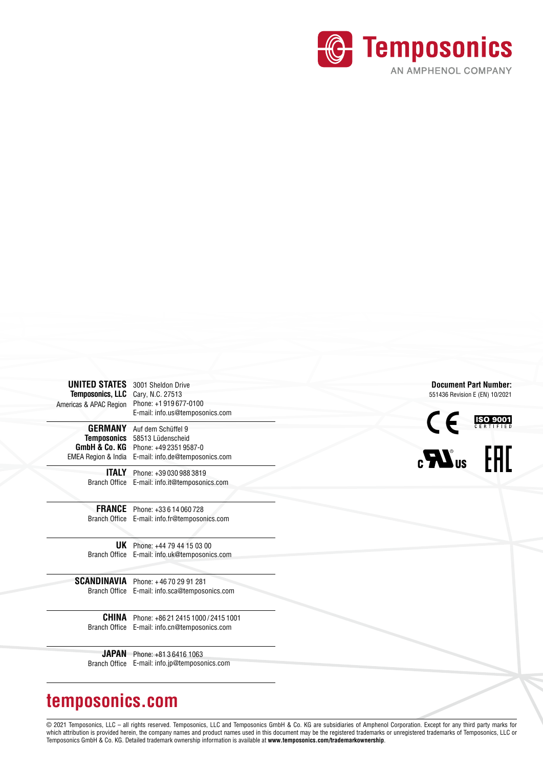Temposonics
AN AMPHENOL COMPANY

**UNITED STATES**
**Temposonics, LLC**
Americas & APAC Region
3001 Sheldon Drive
Cary, N.C. 27513
Phone: +1 919 677-0100
E-mail: info.us@temposonics.com

**GERMANY**
**Temposonics GmbH & Co. KG**
EMEA Region & India
Auf dem Schüffel 9
58513 Lüdenscheid
Phone: +49 2351 9587-0
E-mail: info.de@temposonics.com

**ITALY**
Branch Office
Phone: +39 030 988 3819
E-mail: info.it@temposonics.com

**FRANCE**
Branch Office
Phone: +33 6 14 060 728
E-mail: info.fr@temposonics.com

**UK**
Branch Office
Phone: +44 79 44 15 03 00
E-mail: info.uk@temposonics.com

**SCANDINAVIA**
Branch Office
Phone: + 46 70 29 91 281
E-mail: info.sca@temposonics.com

**CHINA**
Branch Office
Phone: +86 21 2415 1000 / 2415 1001
E-mail: info.cn@temposonics.com

**JAPAN**
Branch Office
Phone: +81 3 6416 1063
E-mail: info.jp@temposonics.com

**Document Part Number:**
551436 Revision E (EN) 10/2021

ISO 9001 CERTIFIED

## temposonics.com

© 2021 Temposonics, LLC – all rights reserved. Temposonics, LLC and Temposonics GmbH & Co. KG are subsidiaries of Amphenol Corporation. Except for any third party marks for which attribution is provided herein, the company names and product names used in this document may be the registered trademarks or unregistered trademarks of Temposonics, LLC or Temposonics GmbH & Co. KG. Detailed trademark ownership information is available at **www.temposonics.com/trademarkownership**.